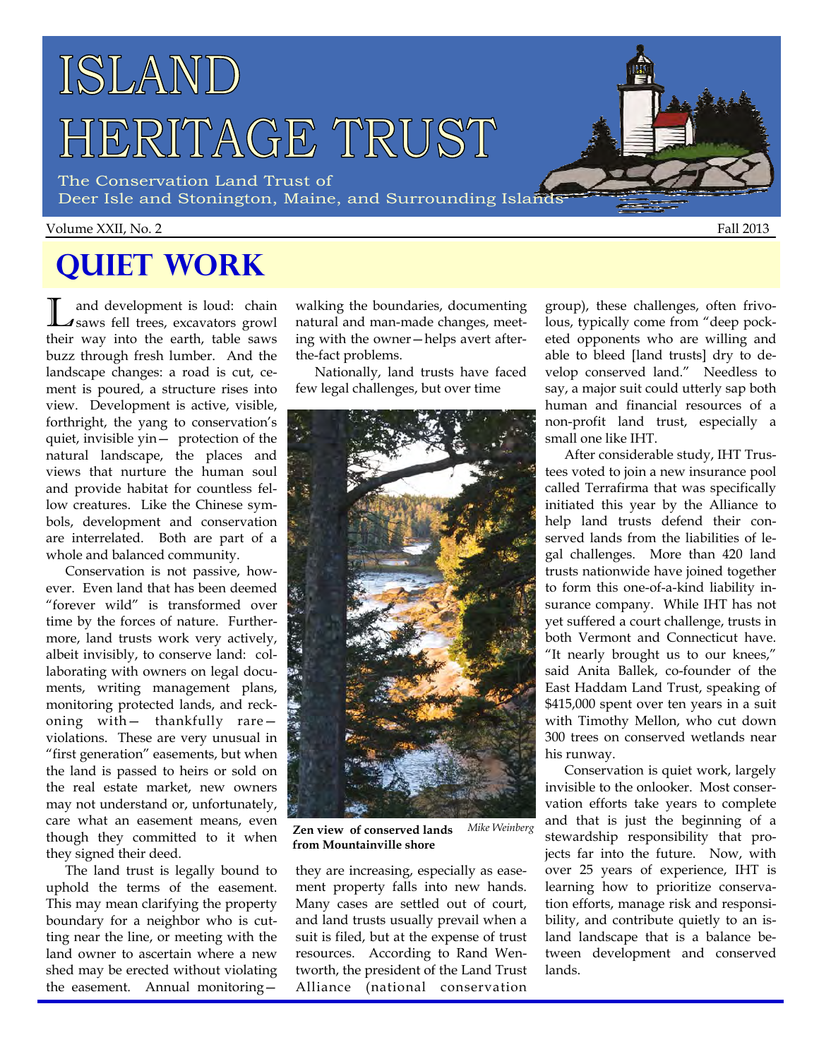# ISLAND HERITAGE TRUST

The Conservation Land Trust of Deer Isle and Stonington, Maine, and Surrounding Islands

Volume XXII, No. 2 Fall 2013

## QUIET WORK

Land development is loud: chain saws fell trees, excavators growl their way into the earth, table saws buzz through fresh lumber. And the landscape changes: a road is cut, cement is poured, a structure rises into view. Development is active, visible, forthright, the yang to conservation's quiet, invisible yin— protection of the natural landscape, the places and views that nurture the human soul and provide habitat for countless fellow creatures. Like the Chinese symbols, development and conservation are interrelated. Both are part of a whole and balanced community.

Conservation is not passive, however. Even land that has been deemed "forever wild" is transformed over time by the forces of nature. Furthermore, land trusts work very actively, albeit invisibly, to conserve land: collaborating with owners on legal documents, writing management plans, monitoring protected lands, and reckoning with— thankfully rare— violations. These are very unusual in "first generation" easements, but when the land is passed to heirs or sold on the real estate market, new owners may not understand or, unfortunately, care what an easement means, even though they committed to it when they signed their deed.

The land trust is legally bound to uphold the terms of the easement. This may mean clarifying the property boundary for a neighbor who is cutting near the line, or meeting with the land owner to ascertain where a new shed may be erected without violating the easement. Annual monitoring—walking the boundaries, documenting natural and man-made changes, meeting with the owner—helps avert after-the-fact problems.

Nationally, land trusts have faced few legal challenges, but over time they are increasing, especially as easement property falls into new hands. Many cases are settled out of court, and land trusts usually prevail when a suit is filed, but at the expense of trust resources. According to Rand Wentworth, the president of the Land Trust Alliance (national conservation group), these challenges, often frivolous, typically come from "deep pocketed opponents who are willing and able to bleed [land trusts] dry to develop conserved land." Needless to say, a major suit could utterly sap both human and financial resources of a non-profit land trust, especially a small one like IHT.

**Zen view of conserved lands from Mountainville shore** *Mike Weinberg*

After considerable study, IHT Trustees voted to join a new insurance pool called Terrafirma that was specifically initiated this year by the Alliance to help land trusts defend their conserved lands from the liabilities of legal challenges. More than 420 land trusts nationwide have joined together to form this one-of-a-kind liability insurance company. While IHT has not yet suffered a court challenge, trusts in both Vermont and Connecticut have. "It nearly brought us to our knees," said Anita Ballek, co-founder of the East Haddam Land Trust, speaking of $415,000 spent over ten years in a suit with Timothy Mellon, who cut down 300 trees on conserved wetlands near his runway.

Conservation is quiet work, largely invisible to the onlooker. Most conservation efforts take years to complete and that is just the beginning of a stewardship responsibility that projects far into the future. Now, with over 25 years of experience, IHT is learning how to prioritize conservation efforts, manage risk and responsibility, and contribute quietly to an island landscape that is a balance between development and conserved lands.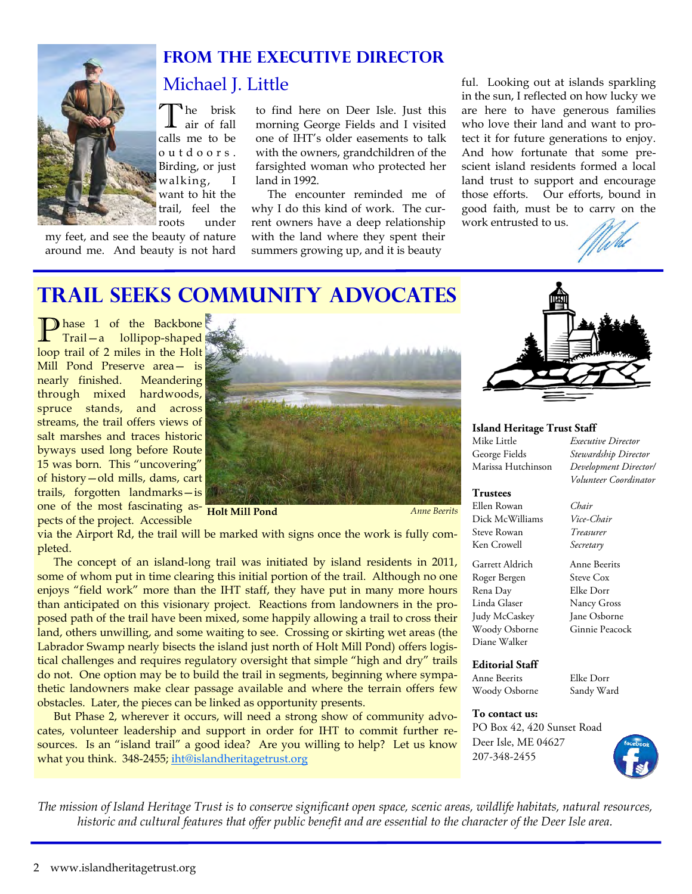## FROM THE EXECUTIVE DIRECTOR

### Michael J. Little

The brisk air of fall calls me to be outdoors. Birding, or just walking, I want to hit the trail, feel the roots under my feet, and see the beauty of nature around me. And beauty is not hard to find here on Deer Isle. Just this morning George Fields and I visited one of IHT's older easements to talk with the owners, grandchildren of the farsighted woman who protected her land in 1992.

The encounter reminded me of why I do this kind of work. The current owners have a deep relationship with the land where they spent their summers growing up, and it is beautiful. Looking out at islands sparkling in the sun, I reflected on how lucky we are here to have generous families who love their land and want to protect it for future generations to enjoy. And how fortunate that some prescient island residents formed a local land trust to support and encourage those efforts. Our efforts, bound in good faith, must be to carry on the work entrusted to us.

*Mike*

## TRAIL SEEKS COMMUNITY ADVOCATES

Phase 1 of the Backbone Trail—a lollipop-shaped loop trail of 2 miles in the Holt Mill Pond Preserve area—is nearly finished. Meandering through mixed hardwoods, spruce stands, and across streams, the trail offers views of salt marshes and traces historic byways used long before Route 15 was born. This "uncovering" of history—old mills, dams, cart trails, forgotten landmarks—is one of the most fascinating aspects of the project. Accessible via the Airport Rd, the trail will be marked with signs once the work is fully completed.

**Holt Mill Pond** *Anne Beerits*

The concept of an island-long trail was initiated by island residents in 2011, some of whom put in time clearing this initial portion of the trail. Although no one enjoys "field work" more than the IHT staff, they have put in many more hours than anticipated on this visionary project. Reactions from landowners in the proposed path of the trail have been mixed, some happily allowing a trail to cross their land, others unwilling, and some waiting to see. Crossing or skirting wet areas (the Labrador Swamp nearly bisects the island just north of Holt Mill Pond) offers logistical challenges and requires regulatory oversight that simple "high and dry" trails do not. One option may be to build the trail in segments, beginning where sympathetic landowners make clear passage available and where the terrain offers few obstacles. Later, the pieces can be linked as opportunity presents.

But Phase 2, wherever it occurs, will need a strong show of community advocates, volunteer leadership and support in order for IHT to commit further resources. Is an "island trail" a good idea? Are you willing to help? Let us know what you think. 348-2455; iht@islandheritagetrust.org

**Island Heritage Trust Staff**

| | |
|---|---|
| Mike Little | *Executive Director* |
| George Fields | *Stewardship Director* |
| Marissa Hutchinson | *Development Director/ Volunteer Coordinator* |

**Trustees**

| | |
|---|---|
| Ellen Rowan | *Chair* |
| Dick McWilliams | *Vice-Chair* |
| Steve Rowan | *Treasurer* |
| Ken Crowell | *Secretary* |

| | |
|---|---|
| Garrett Aldrich | Anne Beerits |
| Roger Bergen | Steve Cox |
| Rena Day | Elke Dorr |
| Linda Glaser | Nancy Gross |
| Judy McCaskey | Jane Osborne |
| Woody Osborne | Ginnie Peacock |
| Diane Walker | |

**Editorial Staff**

| | |
|---|---|
| Anne Beerits | Elke Dorr |
| Woody Osborne | Sandy Ward |

**To contact us:**
PO Box 42, 420 Sunset Road
Deer Isle, ME 04627
207-348-2455

*The mission of Island Heritage Trust is to conserve significant open space, scenic areas, wildlife habitats, natural resources, historic and cultural features that offer public benefit and are essential to the character of the Deer Isle area.*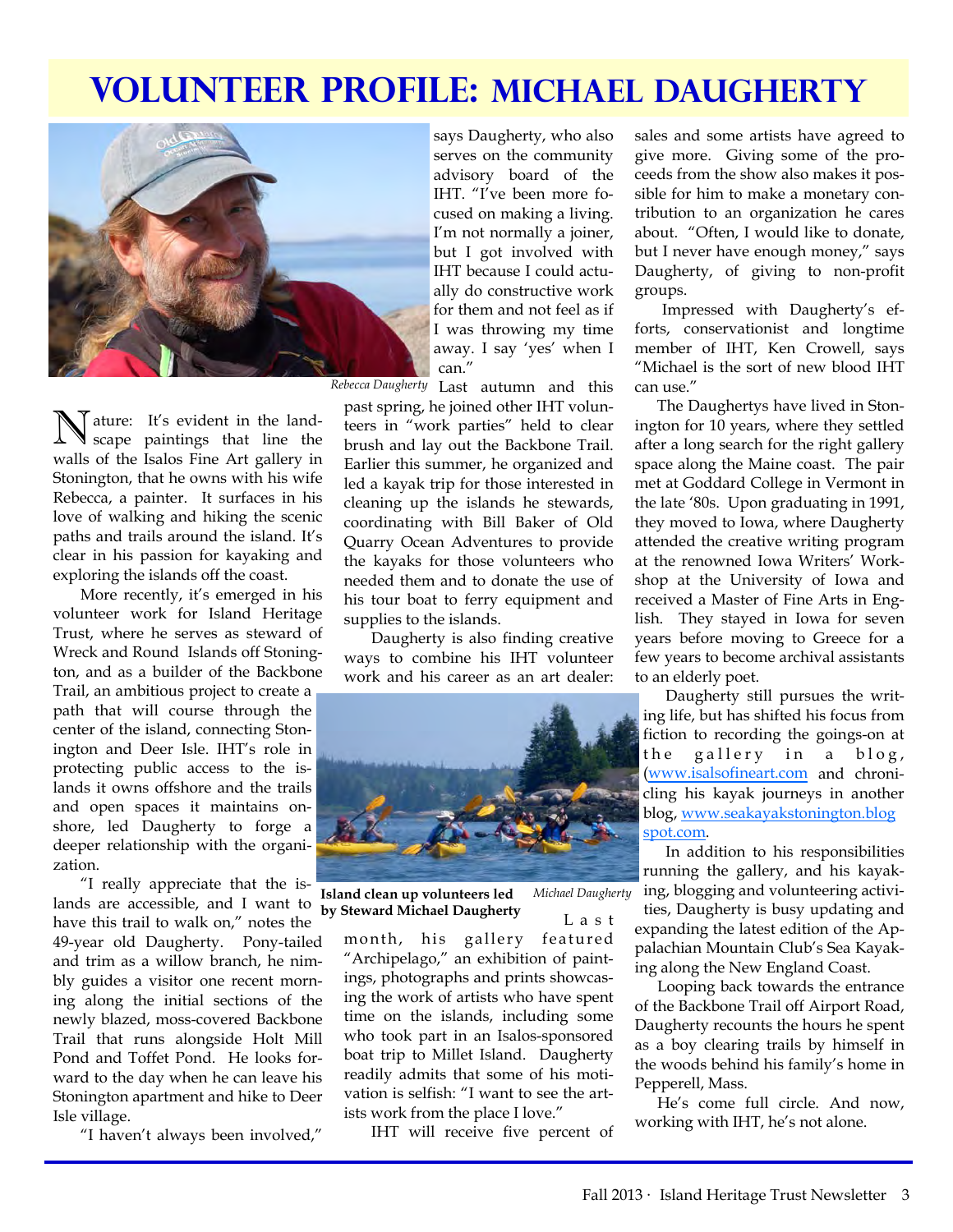# Volunteer Profile: Michael Daugherty

*Rebecca Daugherty*

Nature: It's evident in the landscape paintings that line the walls of the Isalos Fine Art gallery in Stonington, that he owns with his wife Rebecca, a painter. It surfaces in his love of walking and hiking the scenic paths and trails around the island. It's clear in his passion for kayaking and exploring the islands off the coast.

More recently, it's emerged in his volunteer work for Island Heritage Trust, where he serves as steward of Wreck and Round Islands off Stonington, and as a builder of the Backbone Trail, an ambitious project to create a path that will course through the center of the island, connecting Stonington and Deer Isle. IHT's role in protecting public access to the islands it owns offshore and the trails and open spaces it maintains onshore, led Daugherty to forge a deeper relationship with the organization.

"I really appreciate that the islands are accessible, and I want to have this trail to walk on," notes the 49-year old Daugherty. Pony-tailed and trim as a willow branch, he nimbly guides a visitor one recent morning along the initial sections of the newly blazed, moss-covered Backbone Trail that runs alongside Holt Mill Pond and Toffet Pond. He looks forward to the day when he can leave his Stonington apartment and hike to Deer Isle village.

"I haven't always been involved," says Daugherty, who also serves on the community advisory board of the IHT. "I've been more focused on making a living. I'm not normally a joiner, but I got involved with IHT because I could actually do constructive work for them and not feel as if I was throwing my time away. I say 'yes' when I can."

Last autumn and this past spring, he joined other IHT volunteers in "work parties" held to clear brush and lay out the Backbone Trail. Earlier this summer, he organized and led a kayak trip for those interested in cleaning up the islands he stewards, coordinating with Bill Baker of Old Quarry Ocean Adventures to provide the kayaks for those volunteers who needed them and to donate the use of his tour boat to ferry equipment and supplies to the islands.

Daugherty is also finding creative ways to combine his IHT volunteer work and his career as an art dealer:

**Island clean up volunteers led by Steward Michael Daugherty** *Michael Daugherty*

Last month, his gallery featured "Archipelago," an exhibition of paintings, photographs and prints showcasing the work of artists who have spent time on the islands, including some who took part in an Isalos-sponsored boat trip to Millet Island. Daugherty readily admits that some of his motivation is selfish: "I want to see the artists work from the place I love."

IHT will receive five percent of sales and some artists have agreed to give more. Giving some of the proceeds from the show also makes it possible for him to make a monetary contribution to an organization he cares about. "Often, I would like to donate, but I never have enough money," says Daugherty, of giving to non-profit groups.

Impressed with Daugherty's efforts, conservationist and longtime member of IHT, Ken Crowell, says "Michael is the sort of new blood IHT can use."

The Daughertys have lived in Stonington for 10 years, where they settled after a long search for the right gallery space along the Maine coast. The pair met at Goddard College in Vermont in the late '80s. Upon graduating in 1991, they moved to Iowa, where Daugherty attended the creative writing program at the renowned Iowa Writers' Workshop at the University of Iowa and received a Master of Fine Arts in English. They stayed in Iowa for seven years before moving to Greece for a few years to become archival assistants to an elderly poet.

Daugherty still pursues the writing life, but has shifted his focus from fiction to recording the goings-on at the gallery in a blog, (www.isalsofineart.com and chronicling his kayak journeys in another blog, www.seakayakstonington.blogspot.com.

In addition to his responsibilities running the gallery, and his kayaking, blogging and volunteering activities, Daugherty is busy updating and expanding the latest edition of the Appalachian Mountain Club's Sea Kayaking along the New England Coast.

Looping back towards the entrance of the Backbone Trail off Airport Road, Daugherty recounts the hours he spent as a boy clearing trails by himself in the woods behind his family's home in Pepperell, Mass.

He's come full circle. And now, working with IHT, he's not alone.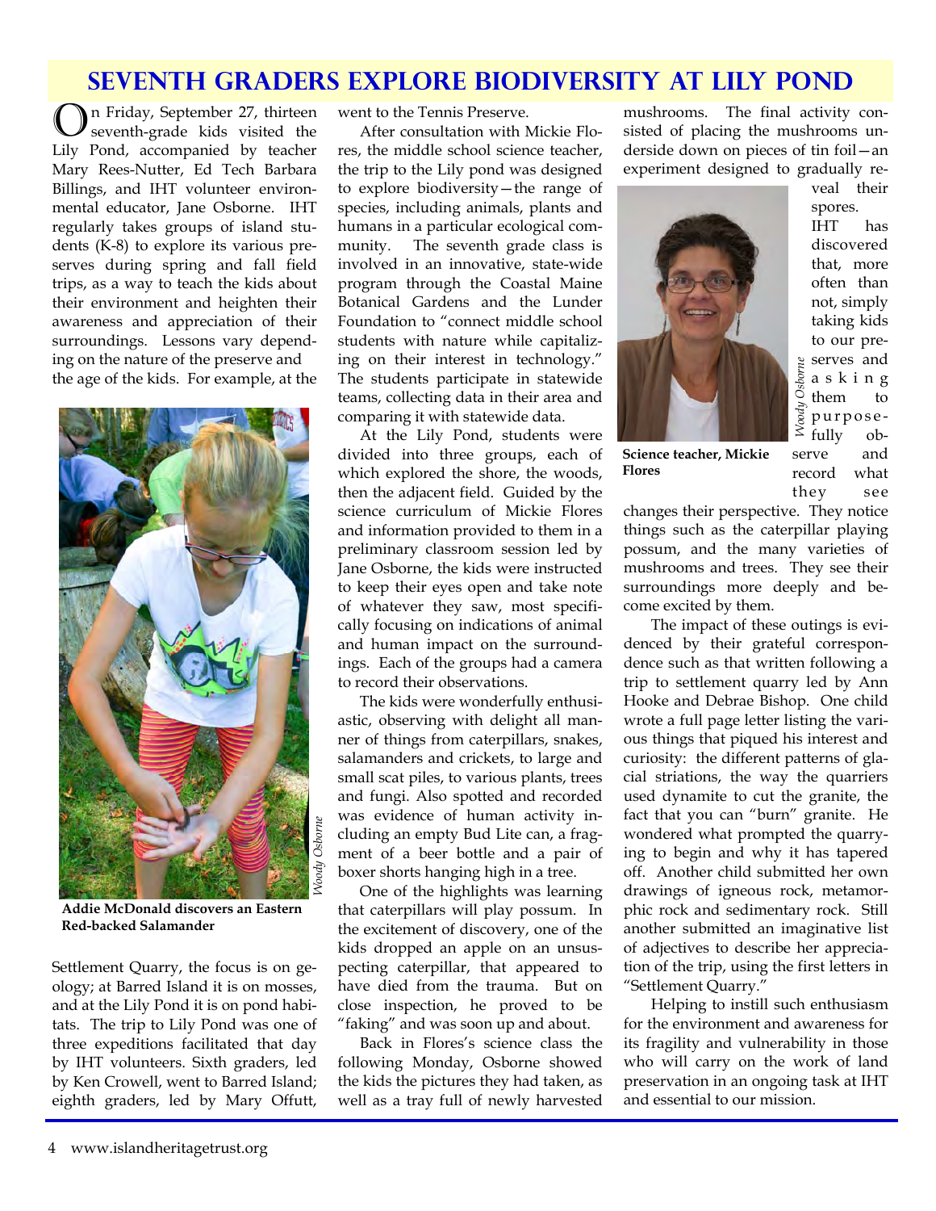# Seventh Graders Explore Biodiversity at Lily Pond

On Friday, September 27, thirteen seventh-grade kids visited the Lily Pond, accompanied by teacher Mary Rees-Nutter, Ed Tech Barbara Billings, and IHT volunteer environmental educator, Jane Osborne. IHT regularly takes groups of island students (K-8) to explore its various preserves during spring and fall field trips, as a way to teach the kids about their environment and heighten their awareness and appreciation of their surroundings. Lessons vary depending on the nature of the preserve and the age of the kids. For example, at the Settlement Quarry, the focus is on geology; at Barred Island it is on mosses, and at the Lily Pond it is on pond habitats. The trip to Lily Pond was one of three expeditions facilitated that day by IHT volunteers. Sixth graders, led by Ken Crowell, went to Barred Island; eighth graders, led by Mary Offutt, went to the Tennis Preserve.

*Woody Osborne*

**Addie McDonald discovers an Eastern Red-backed Salamander**

After consultation with Mickie Flores, the middle school science teacher, the trip to the Lily pond was designed to explore biodiversity—the range of species, including animals, plants and humans in a particular ecological community. The seventh grade class is involved in an innovative, state-wide program through the Coastal Maine Botanical Gardens and the Lunder Foundation to "connect middle school students with nature while capitalizing on their interest in technology." The students participate in statewide teams, collecting data in their area and comparing it with statewide data.

At the Lily Pond, students were divided into three groups, each of which explored the shore, the woods, then the adjacent field. Guided by the science curriculum of Mickie Flores and information provided to them in a preliminary classroom session led by Jane Osborne, the kids were instructed to keep their eyes open and take note of whatever they saw, most specifically focusing on indications of animal and human impact on the surroundings. Each of the groups had a camera to record their observations.

The kids were wonderfully enthusiastic, observing with delight all manner of things from caterpillars, snakes, salamanders and crickets, to large and small scat piles, to various plants, trees and fungi. Also spotted and recorded was evidence of human activity including an empty Bud Lite can, a fragment of a beer bottle and a pair of boxer shorts hanging high in a tree.

One of the highlights was learning that caterpillars will play possum. In the excitement of discovery, one of the kids dropped an apple on an unsuspecting caterpillar, that appeared to have died from the trauma. But on close inspection, he proved to be "faking" and was soon up and about.

Back in Flores's science class the following Monday, Osborne showed the kids the pictures they had taken, as well as a tray full of newly harvested mushrooms. The final activity consisted of placing the mushrooms underside down on pieces of tin foil—an experiment designed to gradually reveal their spores.

*Woody Osborne*

**Science teacher, Mickie Flores**

IHT has discovered that, more often than not, simply taking kids to our preserves and asking them to purposefully observe and record what they see changes their perspective. They notice things such as the caterpillar playing possum, and the many varieties of mushrooms and trees. They see their surroundings more deeply and become excited by them.

The impact of these outings is evidenced by their grateful correspondence such as that written following a trip to settlement quarry led by Ann Hooke and Debrae Bishop. One child wrote a full page letter listing the various things that piqued his interest and curiosity: the different patterns of glacial striations, the way the quarriers used dynamite to cut the granite, the fact that you can "burn" granite. He wondered what prompted the quarrying to begin and why it has tapered off. Another child submitted her own drawings of igneous rock, metamorphic rock and sedimentary rock. Still another submitted an imaginative list of adjectives to describe her appreciation of the trip, using the first letters in "Settlement Quarry."

Helping to instill such enthusiasm for the environment and awareness for its fragility and vulnerability in those who will carry on the work of land preservation in an ongoing task at IHT and essential to our mission.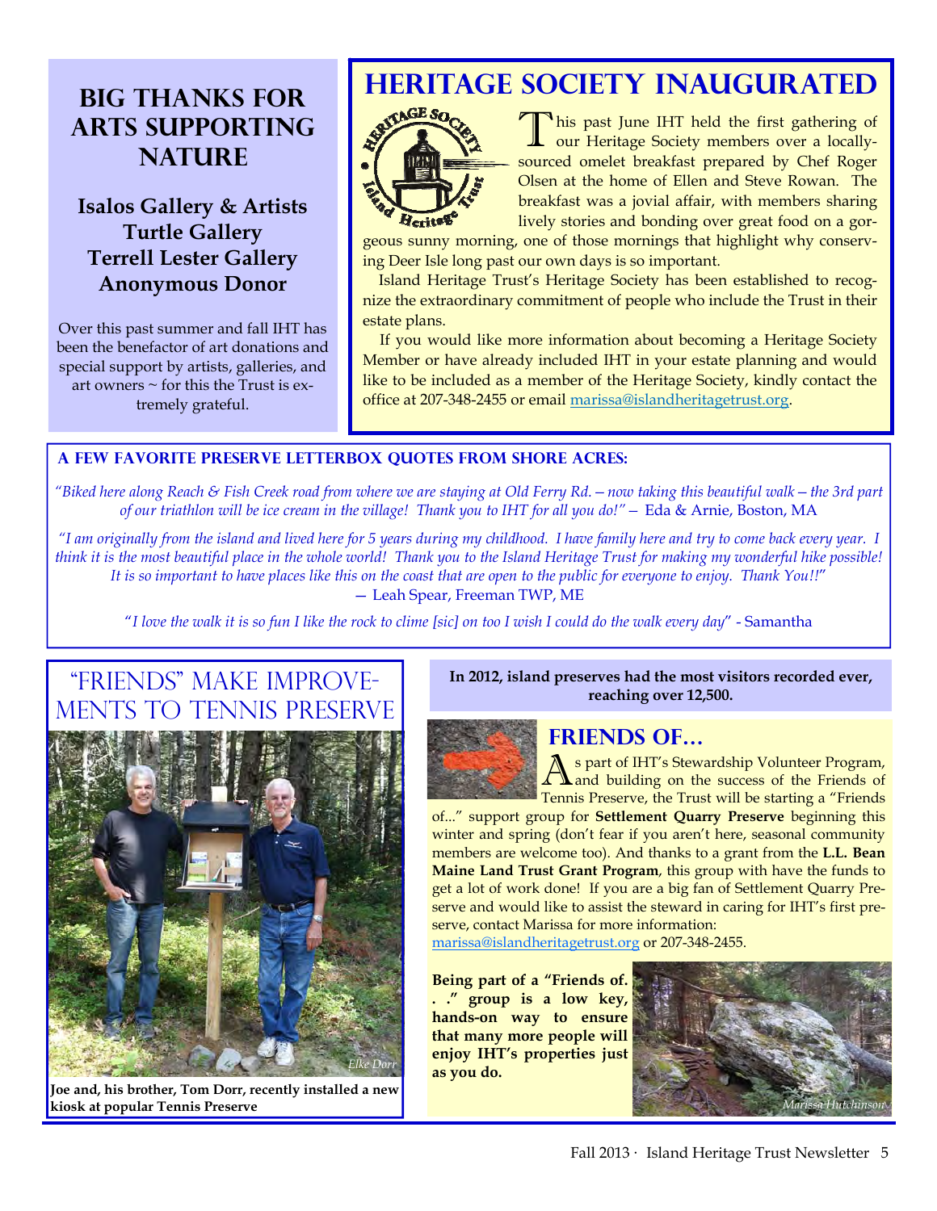## Big Thanks for Arts Supporting Nature

**Isalos Gallery & Artists**
**Turtle Gallery**
**Terrell Lester Gallery**
**Anonymous Donor**

Over this past summer and fall IHT has been the benefactor of art donations and special support by artists, galleries, and art owners ~ for this the Trust is extremely grateful.

## Heritage Society Inaugurated

This past June IHT held the first gathering of our Heritage Society members over a locally-sourced omelet breakfast prepared by Chef Roger Olsen at the home of Ellen and Steve Rowan. The breakfast was a jovial affair, with members sharing lively stories and bonding over great food on a gorgeous sunny morning, one of those mornings that highlight why conserving Deer Isle long past our own days is so important.

Island Heritage Trust's Heritage Society has been established to recognize the extraordinary commitment of people who include the Trust in their estate plans.

If you would like more information about becoming a Heritage Society Member or have already included IHT in your estate planning and would like to be included as a member of the Heritage Society, kindly contact the office at 207-348-2455 or email marissa@islandheritagetrust.org.

### A Few Favorite Preserve Letterbox Quotes from Shore Acres:

*"Biked here along Reach & Fish Creek road from where we are staying at Old Ferry Rd. – now taking this beautiful walk – the 3rd part of our triathlon will be ice cream in the village! Thank you to IHT for all you do!"* – Eda & Arnie, Boston, MA

*"I am originally from the island and lived here for 5 years during my childhood. I have family here and try to come back every year. I think it is the most beautiful place in the whole world! Thank you to the Island Heritage Trust for making my wonderful hike possible! It is so important to have places like this on the coast that are open to the public for everyone to enjoy. Thank You!!"*
— Leah Spear, Freeman TWP, ME

*"I love the walk it is so fun I like the rock to clime [sic] on too I wish I could do the walk every day"* - Samantha

## "Friends" Make Improvements to Tennis Preserve

Elke Dorr

**Joe and, his brother, Tom Dorr, recently installed a new kiosk at popular Tennis Preserve**

**In 2012, island preserves had the most visitors recorded ever, reaching over 12,500.**

## Friends of...

As part of IHT's Stewardship Volunteer Program, and building on the success of the Friends of Tennis Preserve, the Trust will be starting a "Friends of..." support group for **Settlement Quarry Preserve** beginning this winter and spring (don't fear if you aren't here, seasonal community members are welcome too). And thanks to a grant from the **L.L. Bean Maine Land Trust Grant Program**, this group with have the funds to get a lot of work done! If you are a big fan of Settlement Quarry Preserve and would like to assist the steward in caring for IHT's first preserve, contact Marissa for more information: marissa@islandheritagetrust.org or 207-348-2455.

**Being part of a "Friends of. . ." group is a low key, hands-on way to ensure that many more people will enjoy IHT's properties just as you do.**

Marissa Hutchinson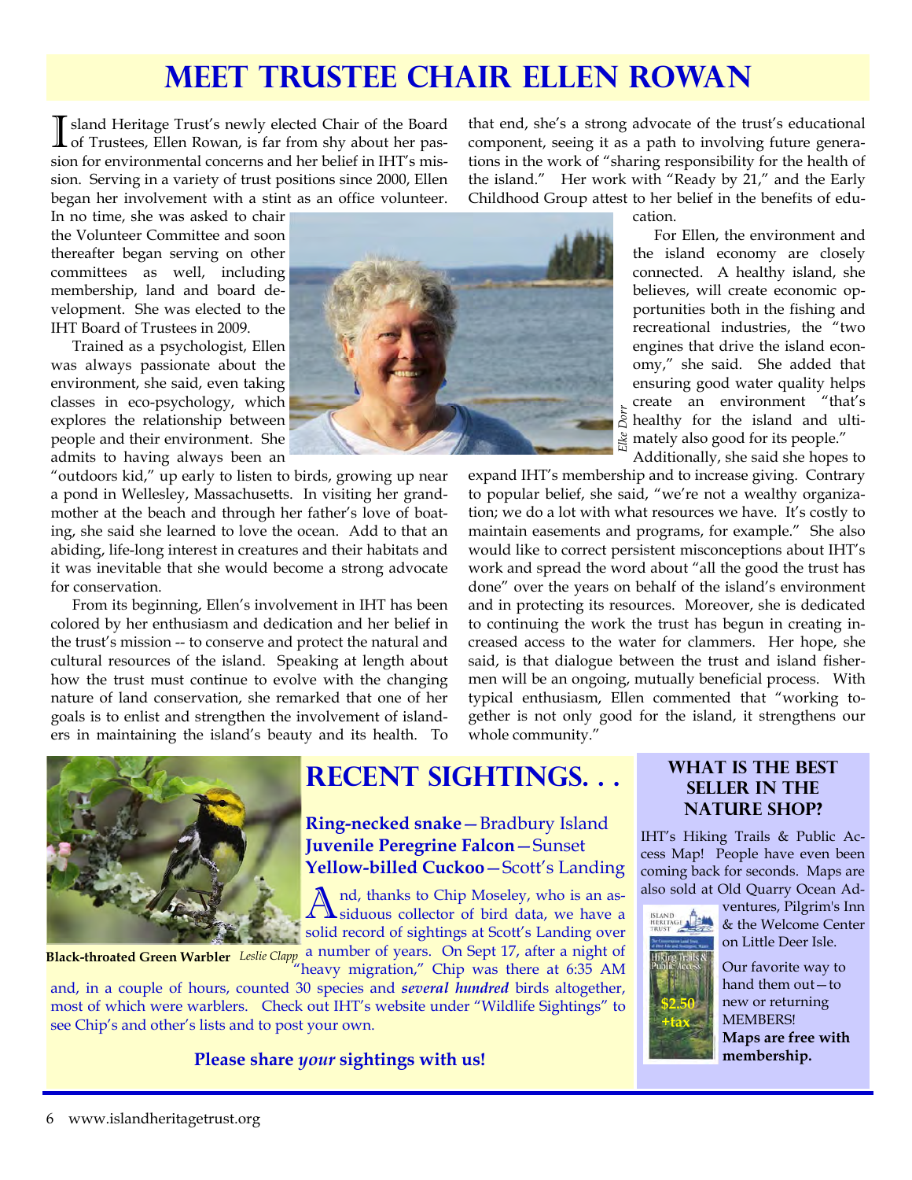# Meet Trustee Chair Ellen Rowan

Island Heritage Trust's newly elected Chair of the Board of Trustees, Ellen Rowan, is far from shy about her passion for environmental concerns and her belief in IHT's mission. Serving in a variety of trust positions since 2000, Ellen began her involvement with a stint as an office volunteer. In no time, she was asked to chair the Volunteer Committee and soon thereafter began serving on other committees as well, including membership, land and board development. She was elected to the IHT Board of Trustees in 2009.

Trained as a psychologist, Ellen was always passionate about the environment, she said, even taking classes in eco-psychology, which explores the relationship between people and their environment. She admits to having always been an "outdoors kid," up early to listen to birds, growing up near a pond in Wellesley, Massachusetts. In visiting her grandmother at the beach and through her father's love of boating, she said she learned to love the ocean. Add to that an abiding, life-long interest in creatures and their habitats and it was inevitable that she would become a strong advocate for conservation.

From its beginning, Ellen's involvement in IHT has been colored by her enthusiasm and dedication and her belief in the trust's mission -- to conserve and protect the natural and cultural resources of the island. Speaking at length about how the trust must continue to evolve with the changing nature of land conservation, she remarked that one of her goals is to enlist and strengthen the involvement of islanders in maintaining the island's beauty and its health. To that end, she's a strong advocate of the trust's educational component, seeing it as a path to involving future generations in the work of "sharing responsibility for the health of the island." Her work with "Ready by 21," and the Early Childhood Group attest to her belief in the benefits of education.

*Elke Dorr*

For Ellen, the environment and the island economy are closely connected. A healthy island, she believes, will create economic opportunities both in the fishing and recreational industries, the "two engines that drive the island economy," she said. She added that ensuring good water quality helps create an environment "that's healthy for the island and ultimately also good for its people."

Additionally, she said she hopes to expand IHT's membership and to increase giving. Contrary to popular belief, she said, "we're not a wealthy organization; we do a lot with what resources we have. It's costly to maintain easements and programs, for example." She also would like to correct persistent misconceptions about IHT's work and spread the word about "all the good the trust has done" over the years on behalf of the island's environment and in protecting its resources. Moreover, she is dedicated to continuing the work the trust has begun in creating increased access to the water for clammers. Her hope, she said, is that dialogue between the trust and island fishermen will be an ongoing, mutually beneficial process. With typical enthusiasm, Ellen commented that "working together is not only good for the island, it strengthens our whole community."

**Black-throated Green Warbler** *Leslie Clapp*

# Recent Sightings. . .

**Ring-necked snake**—Bradbury Island
**Juvenile Peregrine Falcon**—Sunset
**Yellow-billed Cuckoo**—Scott's Landing

And, thanks to Chip Moseley, who is an assiduous collector of bird data, we have a solid record of sightings at Scott's Landing over a number of years. On Sept 17, after a night of "heavy migration," Chip was there at 6:35 AM and, in a couple of hours, counted 30 species and ***several hundred*** birds altogether, most of which were warblers. Check out IHT's website under "Wildlife Sightings" to see Chip's and other's lists and to post your own.

**Please share *your* sightings with us!**

## What is the best seller in the nature shop?

IHT's Hiking Trails & Public Access Map! People have even been coming back for seconds. Maps are also sold at Old Quarry Ocean Adventures, Pilgrim's Inn & the Welcome Center on Little Deer Isle.

$2.50 +tax

Our favorite way to hand them out—to new or returning MEMBERS! **Maps are free with membership.**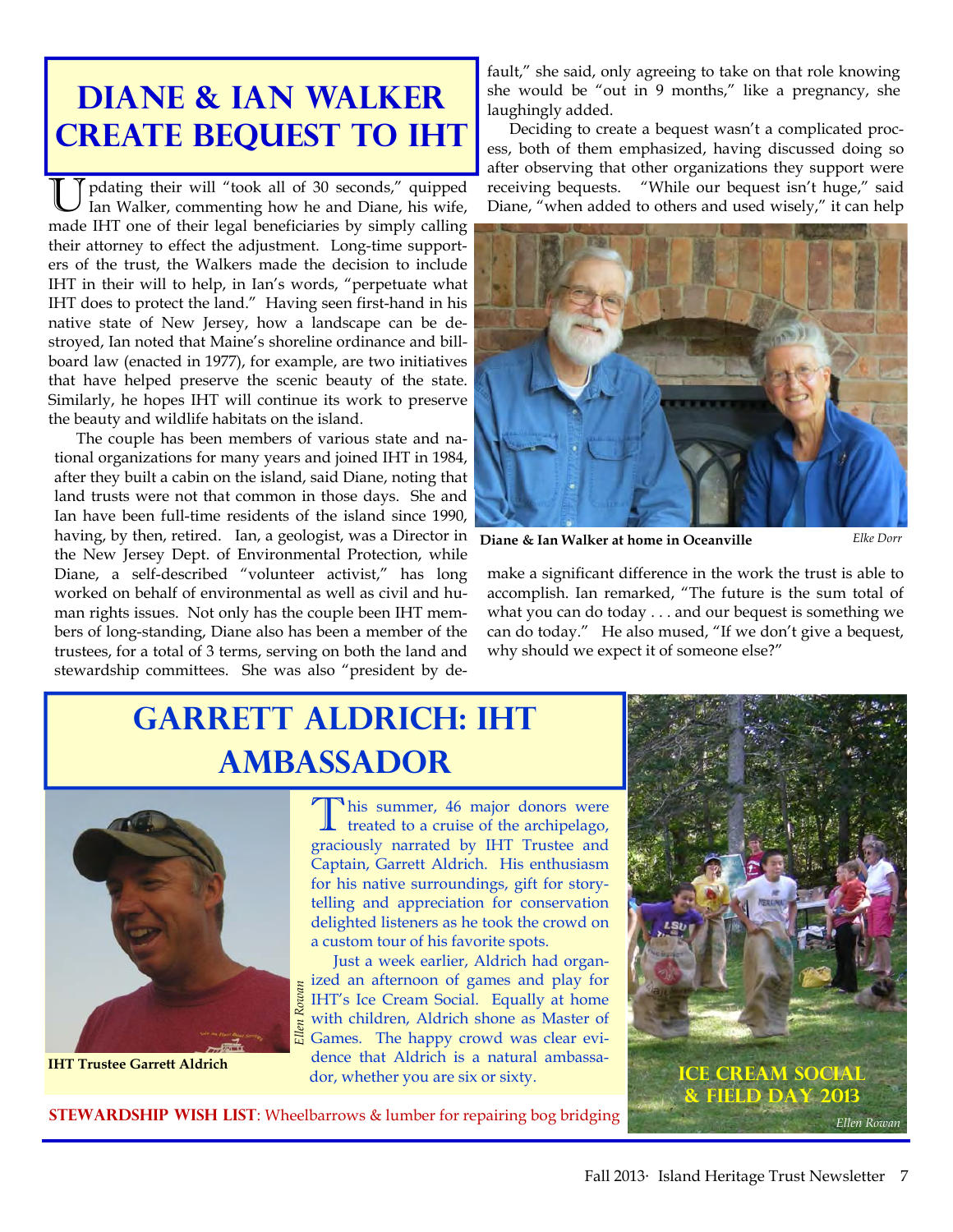# Diane & Ian Walker Create Bequest to IHT

Updating their will "took all of 30 seconds," quipped Ian Walker, commenting how he and Diane, his wife, made IHT one of their legal beneficiaries by simply calling their attorney to effect the adjustment. Long-time supporters of the trust, the Walkers made the decision to include IHT in their will to help, in Ian's words, "perpetuate what IHT does to protect the land." Having seen first-hand in his native state of New Jersey, how a landscape can be destroyed, Ian noted that Maine's shoreline ordinance and billboard law (enacted in 1977), for example, are two initiatives that have helped preserve the scenic beauty of the state. Similarly, he hopes IHT will continue its work to preserve the beauty and wildlife habitats on the island.

The couple has been members of various state and national organizations for many years and joined IHT in 1984, after they built a cabin on the island, said Diane, noting that land trusts were not that common in those days. She and Ian have been full-time residents of the island since 1990, having, by then, retired. Ian, a geologist, was a Director in the New Jersey Dept. of Environmental Protection, while Diane, a self-described "volunteer activist," has long worked on behalf of environmental as well as civil and human rights issues. Not only has the couple been IHT members of long-standing, Diane also has been a member of the trustees, for a total of 3 terms, serving on both the land and stewardship committees. She was also "president by default," she said, only agreeing to take on that role knowing she would be "out in 9 months," like a pregnancy, she laughingly added.

Deciding to create a bequest wasn't a complicated process, both of them emphasized, having discussed doing so after observing that other organizations they support were receiving bequests. "While our bequest isn't huge," said Diane, "when added to others and used wisely," it can help make a significant difference in the work the trust is able to accomplish. Ian remarked, "The future is the sum total of what you can do today . . . and our bequest is something we can do today." He also mused, "If we don't give a bequest, why should we expect it of someone else?"

**Diane & Ian Walker at home in Oceanville** *Elke Dorr*

# Garrett Aldrich: IHT Ambassador

This summer, 46 major donors were treated to a cruise of the archipelago, graciously narrated by IHT Trustee and Captain, Garrett Aldrich. His enthusiasm for his native surroundings, gift for storytelling and appreciation for conservation delighted listeners as he took the crowd on a custom tour of his favorite spots.

Just a week earlier, Aldrich had organized an afternoon of games and play for IHT's Ice Cream Social. Equally at home with children, Aldrich shone as Master of Games. The happy crowd was clear evidence that Aldrich is a natural ambassador, whether you are six or sixty.

**IHT Trustee Garrett Aldrich** *Ellen Rowan*

**Ice Cream Social & Field Day 2013** *Ellen Rowan*

**STEWARDSHIP WISH LIST**: Wheelbarrows & lumber for repairing bog bridging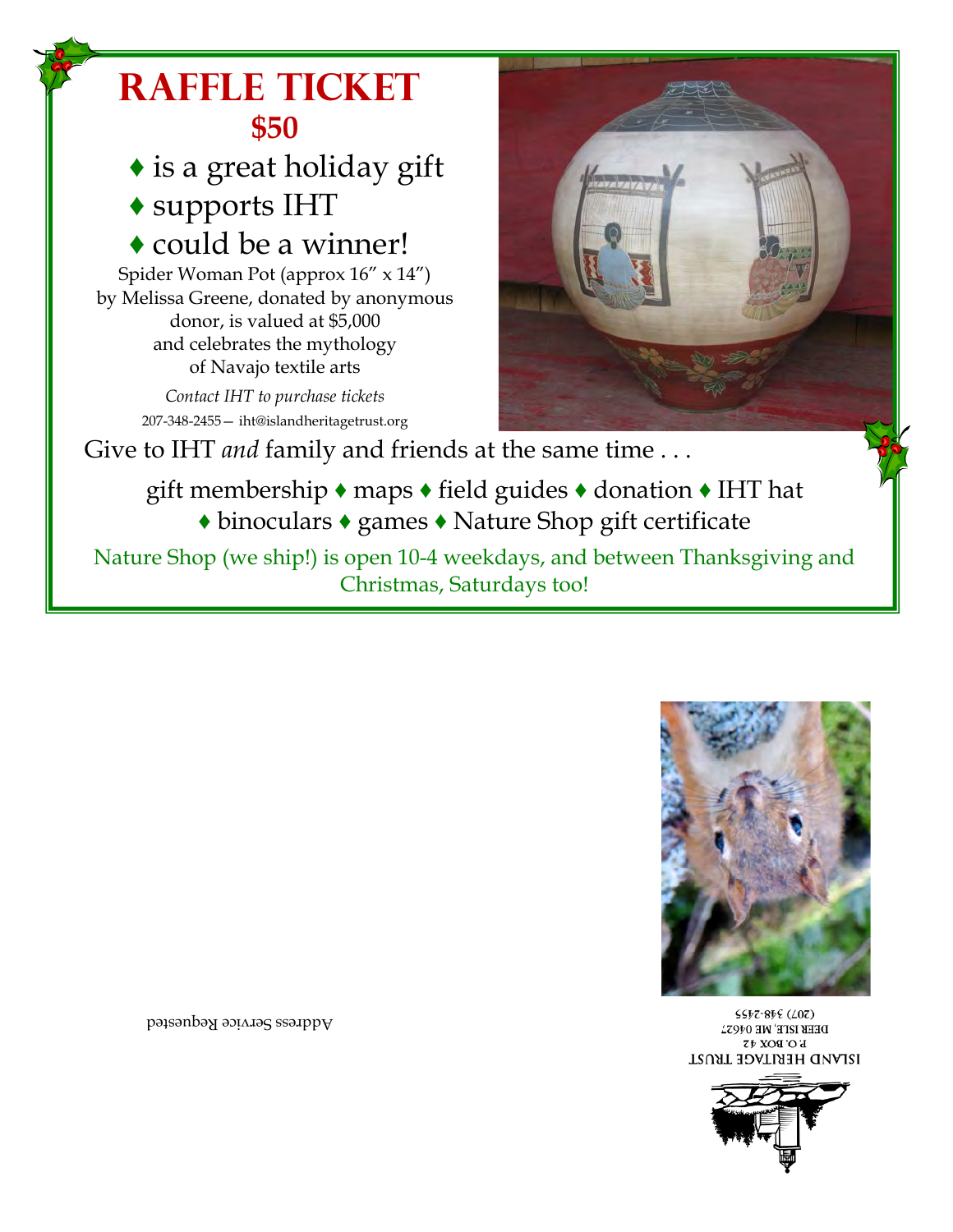# Raffle Ticket

## $50

- ♦ is a great holiday gift
- ♦ supports IHT
- ♦ could be a winner!

Spider Woman Pot (approx 16" x 14") by Melissa Greene, donated by anonymous donor, is valued at $5,000 and celebrates the mythology of Navajo textile arts

*Contact IHT to purchase tickets*

207-348-2455— iht@islandheritagetrust.org

Give to IHT *and* family and friends at the same time . . .

gift membership ♦ maps ♦ field guides ♦ donation ♦ IHT hat ♦ binoculars ♦ games ♦ Nature Shop gift certificate

Nature Shop (we ship!) is open 10-4 weekdays, and between Thanksgiving and Christmas, Saturdays too!

ISLAND HERITAGE TRUST
P.O. BOX 42
DEER ISLE, ME 04627
(207) 348-2455

Address Service Requested